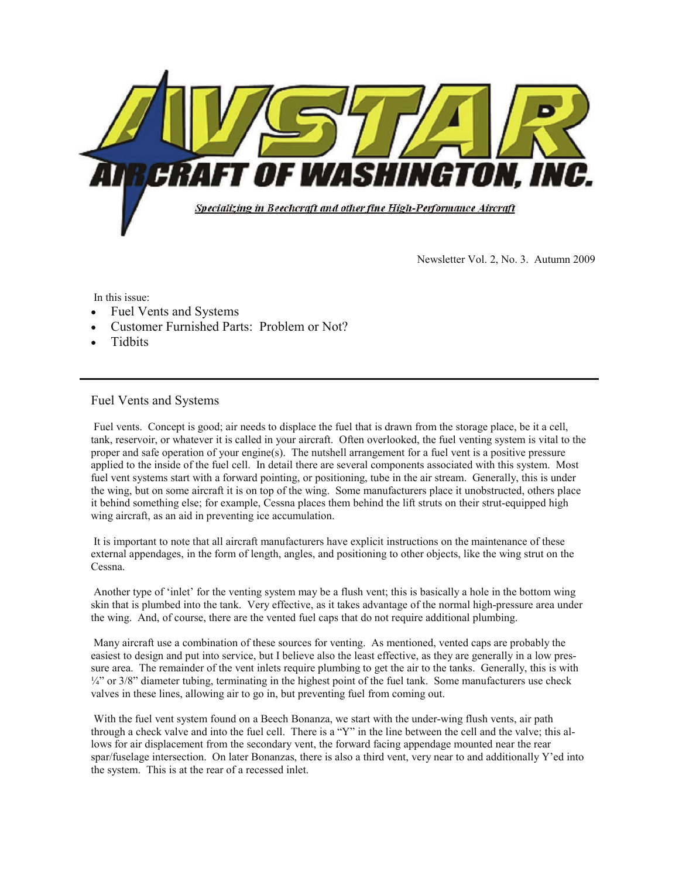# AVSTAR AIRCRAFT OF WASHINGTON, INC.

*Specializing in Beechcraft and other fine High-Performance Aircraft*

Newsletter Vol. 2, No. 3. Autumn 2009

In this issue:

- Fuel Vents and Systems
- Customer Furnished Parts: Problem or Not?
- Tidbits

---

## Fuel Vents and Systems

Fuel vents. Concept is good; air needs to displace the fuel that is drawn from the storage place, be it a cell, tank, reservoir, or whatever it is called in your aircraft. Often overlooked, the fuel venting system is vital to the proper and safe operation of your engine(s). The nutshell arrangement for a fuel vent is a positive pressure applied to the inside of the fuel cell. In detail there are several components associated with this system. Most fuel vent systems start with a forward pointing, or positioning, tube in the air stream. Generally, this is under the wing, but on some aircraft it is on top of the wing. Some manufacturers place it unobstructed, others place it behind something else; for example, Cessna places them behind the lift struts on their strut-equipped high wing aircraft, as an aid in preventing ice accumulation.

It is important to note that all aircraft manufacturers have explicit instructions on the maintenance of these external appendages, in the form of length, angles, and positioning to other objects, like the wing strut on the Cessna.

Another type of 'inlet' for the venting system may be a flush vent; this is basically a hole in the bottom wing skin that is plumbed into the tank. Very effective, as it takes advantage of the normal high-pressure area under the wing. And, of course, there are the vented fuel caps that do not require additional plumbing.

Many aircraft use a combination of these sources for venting. As mentioned, vented caps are probably the easiest to design and put into service, but I believe also the least effective, as they are generally in a low pressure area. The remainder of the vent inlets require plumbing to get the air to the tanks. Generally, this is with ¼" or 3/8" diameter tubing, terminating in the highest point of the fuel tank. Some manufacturers use check valves in these lines, allowing air to go in, but preventing fuel from coming out.

With the fuel vent system found on a Beech Bonanza, we start with the under-wing flush vents, air path through a check valve and into the fuel cell. There is a "Y" in the line between the cell and the valve; this allows for air displacement from the secondary vent, the forward facing appendage mounted near the rear spar/fuselage intersection. On later Bonanzas, there is also a third vent, very near to and additionally Y'ed into the system. This is at the rear of a recessed inlet.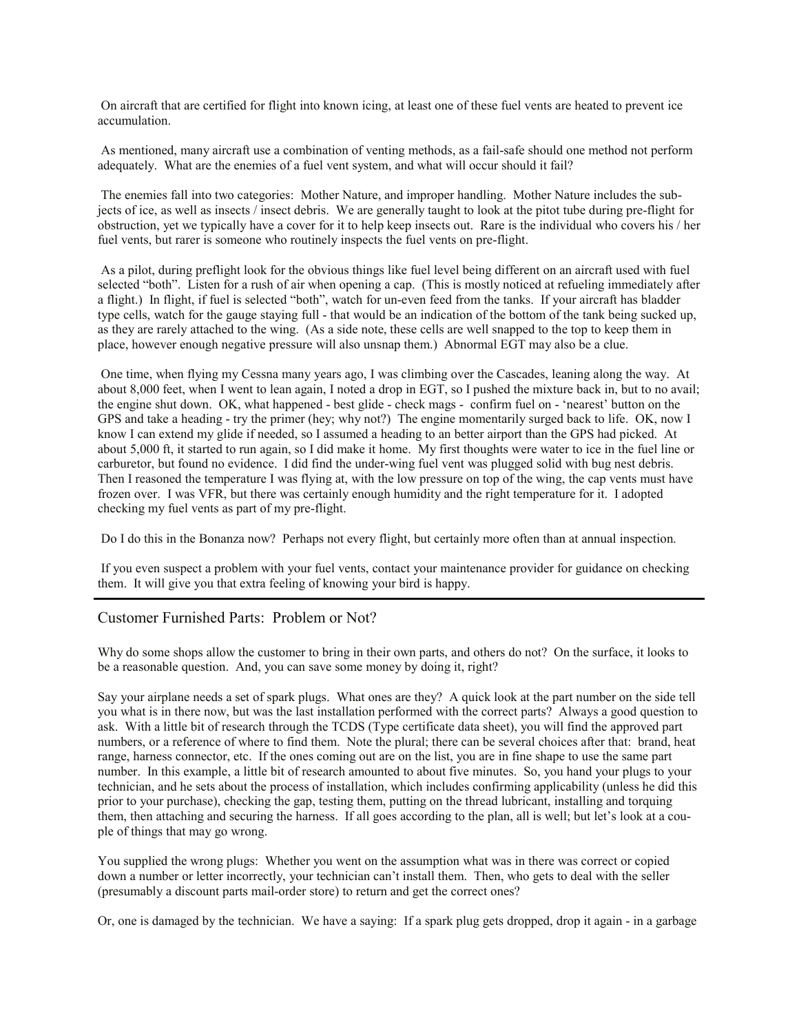On aircraft that are certified for flight into known icing, at least one of these fuel vents are heated to prevent ice accumulation.

As mentioned, many aircraft use a combination of venting methods, as a fail-safe should one method not perform adequately. What are the enemies of a fuel vent system, and what will occur should it fail?

The enemies fall into two categories: Mother Nature, and improper handling. Mother Nature includes the subjects of ice, as well as insects / insect debris. We are generally taught to look at the pitot tube during pre-flight for obstruction, yet we typically have a cover for it to help keep insects out. Rare is the individual who covers his / her fuel vents, but rarer is someone who routinely inspects the fuel vents on pre-flight.

As a pilot, during preflight look for the obvious things like fuel level being different on an aircraft used with fuel selected "both". Listen for a rush of air when opening a cap. (This is mostly noticed at refueling immediately after a flight.) In flight, if fuel is selected "both", watch for un-even feed from the tanks. If your aircraft has bladder type cells, watch for the gauge staying full - that would be an indication of the bottom of the tank being sucked up, as they are rarely attached to the wing. (As a side note, these cells are well snapped to the top to keep them in place, however enough negative pressure will also unsnap them.) Abnormal EGT may also be a clue.

One time, when flying my Cessna many years ago, I was climbing over the Cascades, leaning along the way. At about 8,000 feet, when I went to lean again, I noted a drop in EGT, so I pushed the mixture back in, but to no avail; the engine shut down. OK, what happened - best glide - check mags - confirm fuel on - 'nearest' button on the GPS and take a heading - try the primer (hey; why not?) The engine momentarily surged back to life. OK, now I know I can extend my glide if needed, so I assumed a heading to an better airport than the GPS had picked. At about 5,000 ft, it started to run again, so I did make it home. My first thoughts were water to ice in the fuel line or carburetor, but found no evidence. I did find the under-wing fuel vent was plugged solid with bug nest debris. Then I reasoned the temperature I was flying at, with the low pressure on top of the wing, the cap vents must have frozen over. I was VFR, but there was certainly enough humidity and the right temperature for it. I adopted checking my fuel vents as part of my pre-flight.

Do I do this in the Bonanza now? Perhaps not every flight, but certainly more often than at annual inspection.

If you even suspect a problem with your fuel vents, contact your maintenance provider for guidance on checking them. It will give you that extra feeling of knowing your bird is happy.

---

## Customer Furnished Parts: Problem or Not?

Why do some shops allow the customer to bring in their own parts, and others do not? On the surface, it looks to be a reasonable question. And, you can save some money by doing it, right?

Say your airplane needs a set of spark plugs. What ones are they? A quick look at the part number on the side tell you what is in there now, but was the last installation performed with the correct parts? Always a good question to ask. With a little bit of research through the TCDS (Type certificate data sheet), you will find the approved part numbers, or a reference of where to find them. Note the plural; there can be several choices after that: brand, heat range, harness connector, etc. If the ones coming out are on the list, you are in fine shape to use the same part number. In this example, a little bit of research amounted to about five minutes. So, you hand your plugs to your technician, and he sets about the process of installation, which includes confirming applicability (unless he did this prior to your purchase), checking the gap, testing them, putting on the thread lubricant, installing and torquing them, then attaching and securing the harness. If all goes according to the plan, all is well; but let's look at a couple of things that may go wrong.

You supplied the wrong plugs: Whether you went on the assumption what was in there was correct or copied down a number or letter incorrectly, your technician can't install them. Then, who gets to deal with the seller (presumably a discount parts mail-order store) to return and get the correct ones?

Or, one is damaged by the technician. We have a saying: If a spark plug gets dropped, drop it again - in a garbage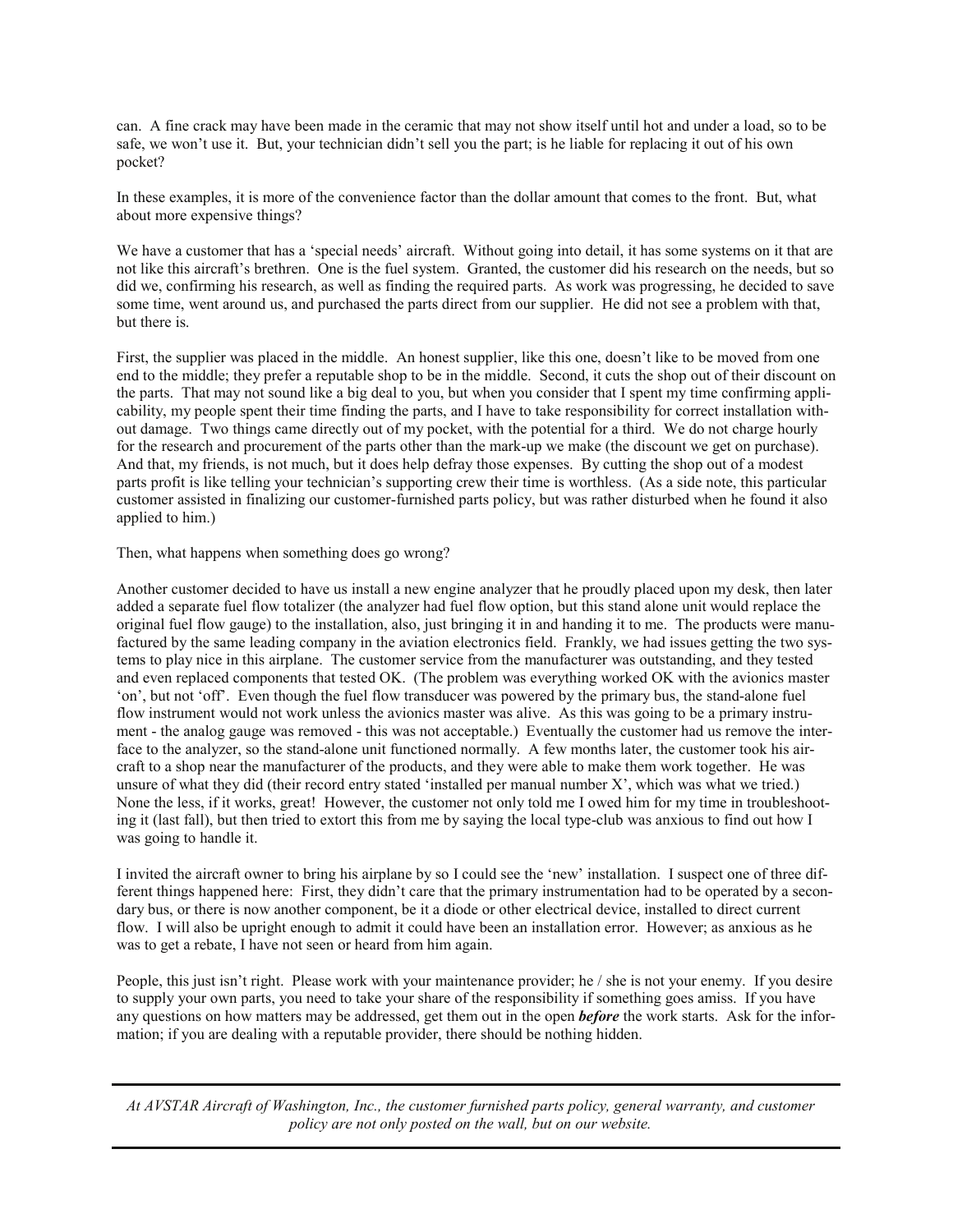can. A fine crack may have been made in the ceramic that may not show itself until hot and under a load, so to be safe, we won't use it. But, your technician didn't sell you the part; is he liable for replacing it out of his own pocket?

In these examples, it is more of the convenience factor than the dollar amount that comes to the front. But, what about more expensive things?

We have a customer that has a 'special needs' aircraft. Without going into detail, it has some systems on it that are not like this aircraft's brethren. One is the fuel system. Granted, the customer did his research on the needs, but so did we, confirming his research, as well as finding the required parts. As work was progressing, he decided to save some time, went around us, and purchased the parts direct from our supplier. He did not see a problem with that, but there is.

First, the supplier was placed in the middle. An honest supplier, like this one, doesn't like to be moved from one end to the middle; they prefer a reputable shop to be in the middle. Second, it cuts the shop out of their discount on the parts. That may not sound like a big deal to you, but when you consider that I spent my time confirming applicability, my people spent their time finding the parts, and I have to take responsibility for correct installation without damage. Two things came directly out of my pocket, with the potential for a third. We do not charge hourly for the research and procurement of the parts other than the mark-up we make (the discount we get on purchase). And that, my friends, is not much, but it does help defray those expenses. By cutting the shop out of a modest parts profit is like telling your technician's supporting crew their time is worthless. (As a side note, this particular customer assisted in finalizing our customer-furnished parts policy, but was rather disturbed when he found it also applied to him.)

Then, what happens when something does go wrong?

Another customer decided to have us install a new engine analyzer that he proudly placed upon my desk, then later added a separate fuel flow totalizer (the analyzer had fuel flow option, but this stand alone unit would replace the original fuel flow gauge) to the installation, also, just bringing it in and handing it to me. The products were manufactured by the same leading company in the aviation electronics field. Frankly, we had issues getting the two systems to play nice in this airplane. The customer service from the manufacturer was outstanding, and they tested and even replaced components that tested OK. (The problem was everything worked OK with the avionics master 'on', but not 'off'. Even though the fuel flow transducer was powered by the primary bus, the stand-alone fuel flow instrument would not work unless the avionics master was alive. As this was going to be a primary instrument - the analog gauge was removed - this was not acceptable.) Eventually the customer had us remove the interface to the analyzer, so the stand-alone unit functioned normally. A few months later, the customer took his aircraft to a shop near the manufacturer of the products, and they were able to make them work together. He was unsure of what they did (their record entry stated 'installed per manual number X', which was what we tried.) None the less, if it works, great! However, the customer not only told me I owed him for my time in troubleshooting it (last fall), but then tried to extort this from me by saying the local type-club was anxious to find out how I was going to handle it.

I invited the aircraft owner to bring his airplane by so I could see the 'new' installation. I suspect one of three different things happened here: First, they didn't care that the primary instrumentation had to be operated by a secondary bus, or there is now another component, be it a diode or other electrical device, installed to direct current flow. I will also be upright enough to admit it could have been an installation error. However; as anxious as he was to get a rebate, I have not seen or heard from him again.

People, this just isn't right. Please work with your maintenance provider; he / she is not your enemy. If you desire to supply your own parts, you need to take your share of the responsibility if something goes amiss. If you have any questions on how matters may be addressed, get them out in the open ***before*** the work starts. Ask for the information; if you are dealing with a reputable provider, there should be nothing hidden.

---

*At AVSTAR Aircraft of Washington, Inc., the customer furnished parts policy, general warranty, and customer policy are not only posted on the wall, but on our website.*

---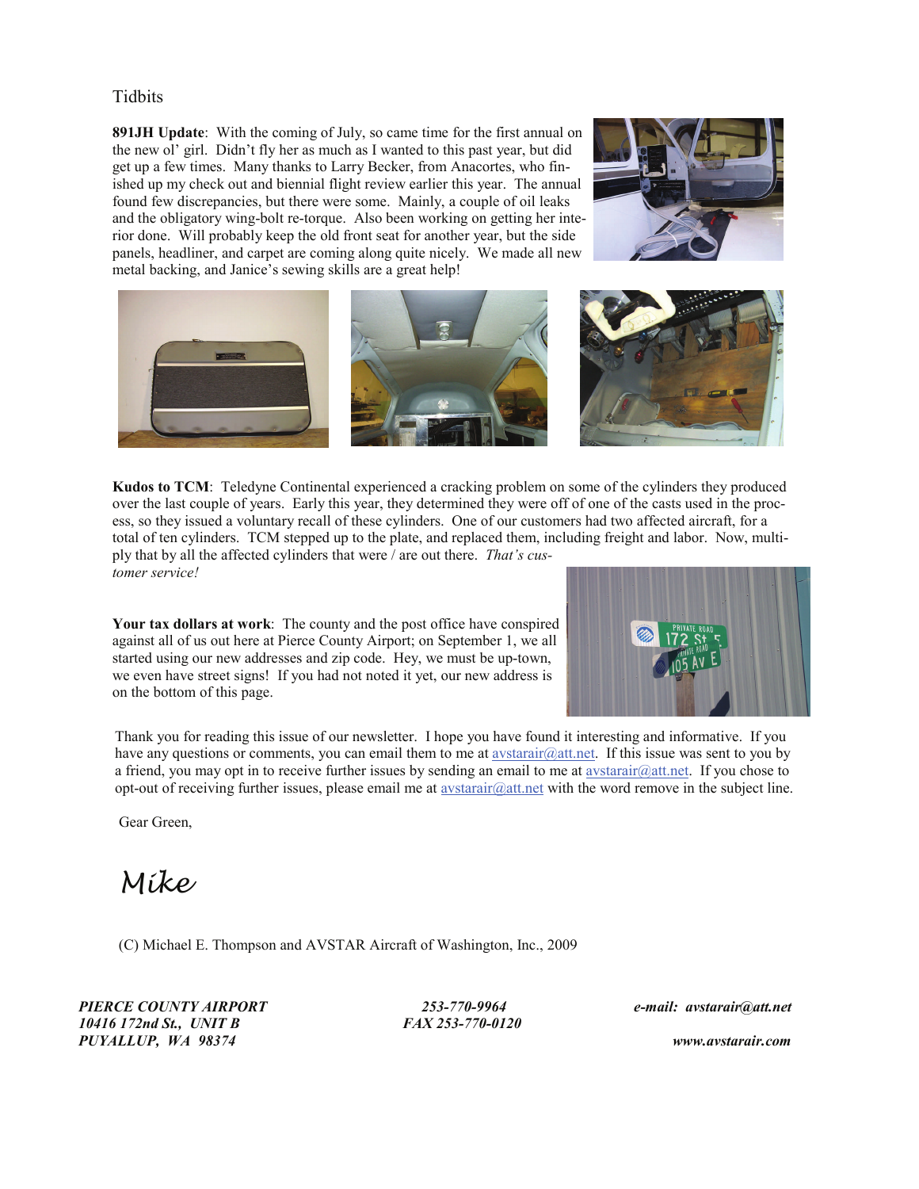Tidbits

**891JH Update**: With the coming of July, so came time for the first annual on the new ol' girl. Didn't fly her as much as I wanted to this past year, but did get up a few times. Many thanks to Larry Becker, from Anacortes, who finished up my check out and biennial flight review earlier this year. The annual found few discrepancies, but there were some. Mainly, a couple of oil leaks and the obligatory wing-bolt re-torque. Also been working on getting her interior done. Will probably keep the old front seat for another year, but the side panels, headliner, and carpet are coming along quite nicely. We made all new metal backing, and Janice's sewing skills are a great help!

**Kudos to TCM**: Teledyne Continental experienced a cracking problem on some of the cylinders they produced over the last couple of years. Early this year, they determined they were off of one of the casts used in the process, so they issued a voluntary recall of these cylinders. One of our customers had two affected aircraft, for a total of ten cylinders. TCM stepped up to the plate, and replaced them, including freight and labor. Now, multiply that by all the affected cylinders that were / are out there. *That's customer service!*

**Your tax dollars at work**: The county and the post office have conspired against all of us out here at Pierce County Airport; on September 1, we all started using our new addresses and zip code. Hey, we must be up-town, we even have street signs! If you had not noted it yet, our new address is on the bottom of this page.

Thank you for reading this issue of our newsletter. I hope you have found it interesting and informative. If you have any questions or comments, you can email them to me at avstarair@att.net. If this issue was sent to you by a friend, you may opt in to receive further issues by sending an email to me at avstarair@att.net. If you chose to opt-out of receiving further issues, please email me at avstarair@att.net with the word remove in the subject line.

Gear Green,

Mike

(C) Michael E. Thompson and AVSTAR Aircraft of Washington, Inc., 2009

*PIERCE COUNTY AIRPORT*
*10416 172nd St., UNIT B*
*PUYALLUP, WA 98374*

*253-770-9964*
*FAX 253-770-0120*

*e-mail: avstarair@att.net*
*www.avstarair.com*